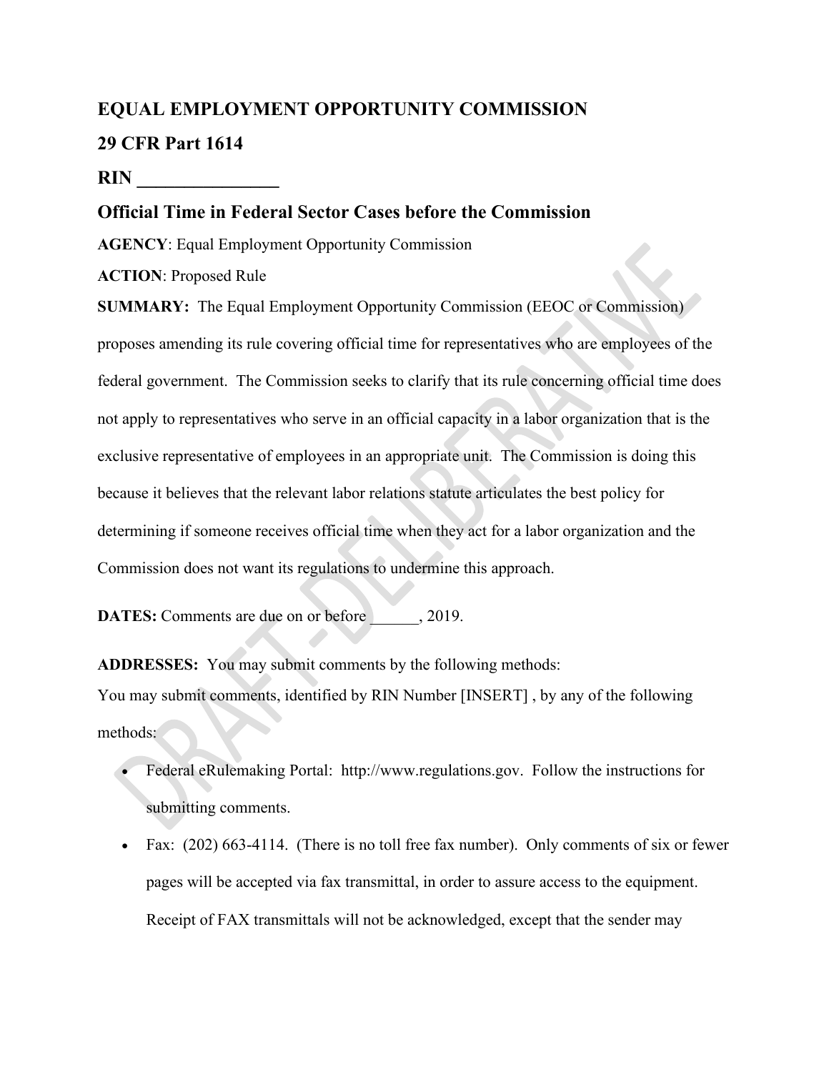**EQUAL EMPLOYMENT OPPORTUNITY COMMISSION**

**29 CFR Part 1614**

**RIN _______________**

## Official Time in Federal Sector Cases before the Commission

**AGENCY**: Equal Employment Opportunity Commission

**ACTION**: Proposed Rule

**SUMMARY:** The Equal Employment Opportunity Commission (EEOC or Commission) proposes amending its rule covering official time for representatives who are employees of the federal government. The Commission seeks to clarify that its rule concerning official time does not apply to representatives who serve in an official capacity in a labor organization that is the exclusive representative of employees in an appropriate unit. The Commission is doing this because it believes that the relevant labor relations statute articulates the best policy for determining if someone receives official time when they act for a labor organization and the Commission does not want its regulations to undermine this approach.

**DATES:** Comments are due on or before ______, 2019.

**ADDRESSES:** You may submit comments by the following methods:
You may submit comments, identified by RIN Number [INSERT] , by any of the following methods:

- Federal eRulemaking Portal: http://www.regulations.gov. Follow the instructions for submitting comments.
- Fax: (202) 663-4114. (There is no toll free fax number). Only comments of six or fewer pages will be accepted via fax transmittal, in order to assure access to the equipment. Receipt of FAX transmittals will not be acknowledged, except that the sender may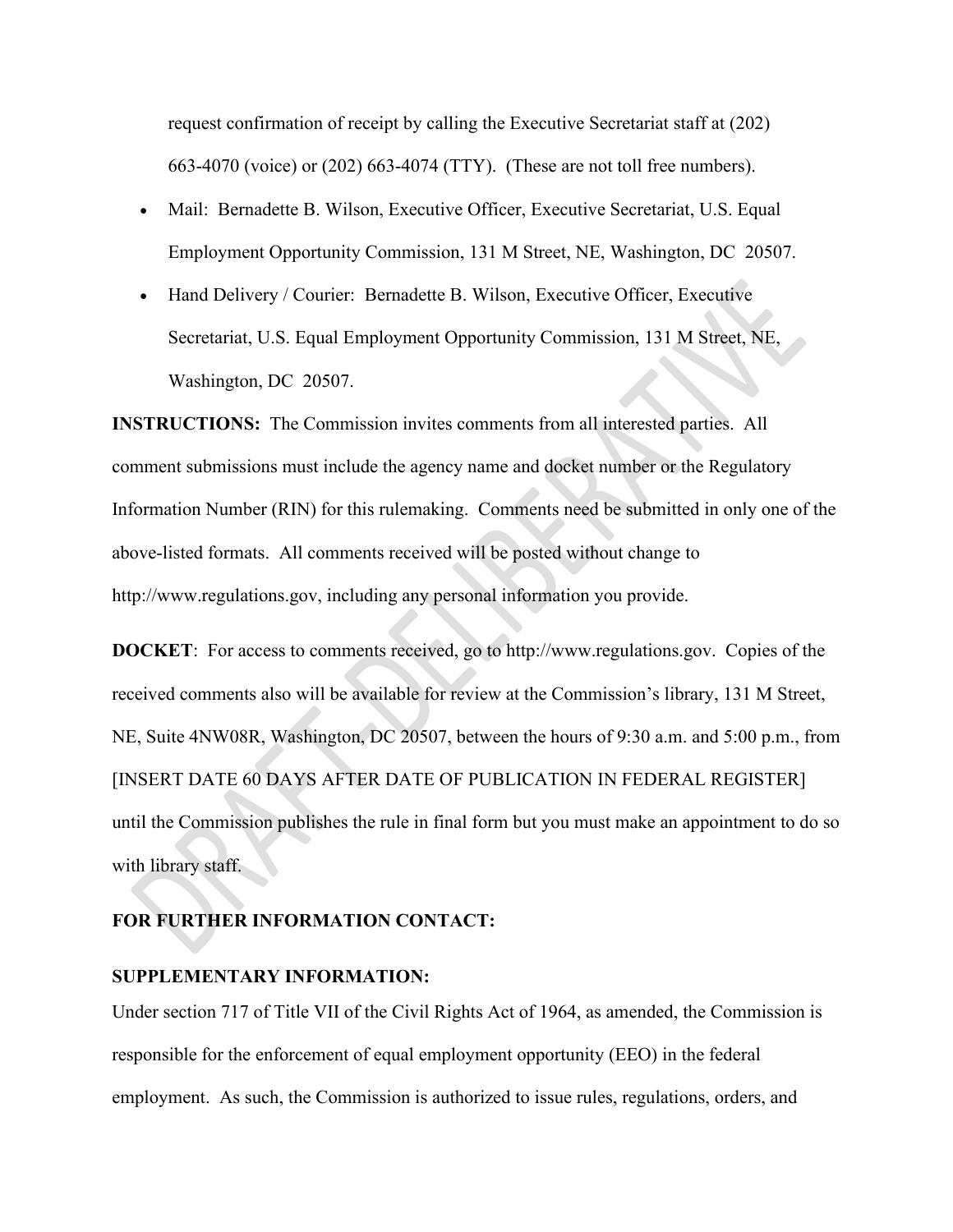request confirmation of receipt by calling the Executive Secretariat staff at (202) 663-4070 (voice) or (202) 663-4074 (TTY). (These are not toll free numbers).

- Mail: Bernadette B. Wilson, Executive Officer, Executive Secretariat, U.S. Equal Employment Opportunity Commission, 131 M Street, NE, Washington, DC 20507.
- Hand Delivery / Courier: Bernadette B. Wilson, Executive Officer, Executive Secretariat, U.S. Equal Employment Opportunity Commission, 131 M Street, NE, Washington, DC 20507.

**INSTRUCTIONS:** The Commission invites comments from all interested parties. All comment submissions must include the agency name and docket number or the Regulatory Information Number (RIN) for this rulemaking. Comments need be submitted in only one of the above-listed formats. All comments received will be posted without change to http://www.regulations.gov, including any personal information you provide.

**DOCKET**: For access to comments received, go to http://www.regulations.gov. Copies of the received comments also will be available for review at the Commission's library, 131 M Street, NE, Suite 4NW08R, Washington, DC 20507, between the hours of 9:30 a.m. and 5:00 p.m., from [INSERT DATE 60 DAYS AFTER DATE OF PUBLICATION IN FEDERAL REGISTER] until the Commission publishes the rule in final form but you must make an appointment to do so with library staff.

**FOR FURTHER INFORMATION CONTACT:**

**SUPPLEMENTARY INFORMATION:**

Under section 717 of Title VII of the Civil Rights Act of 1964, as amended, the Commission is responsible for the enforcement of equal employment opportunity (EEO) in the federal employment. As such, the Commission is authorized to issue rules, regulations, orders, and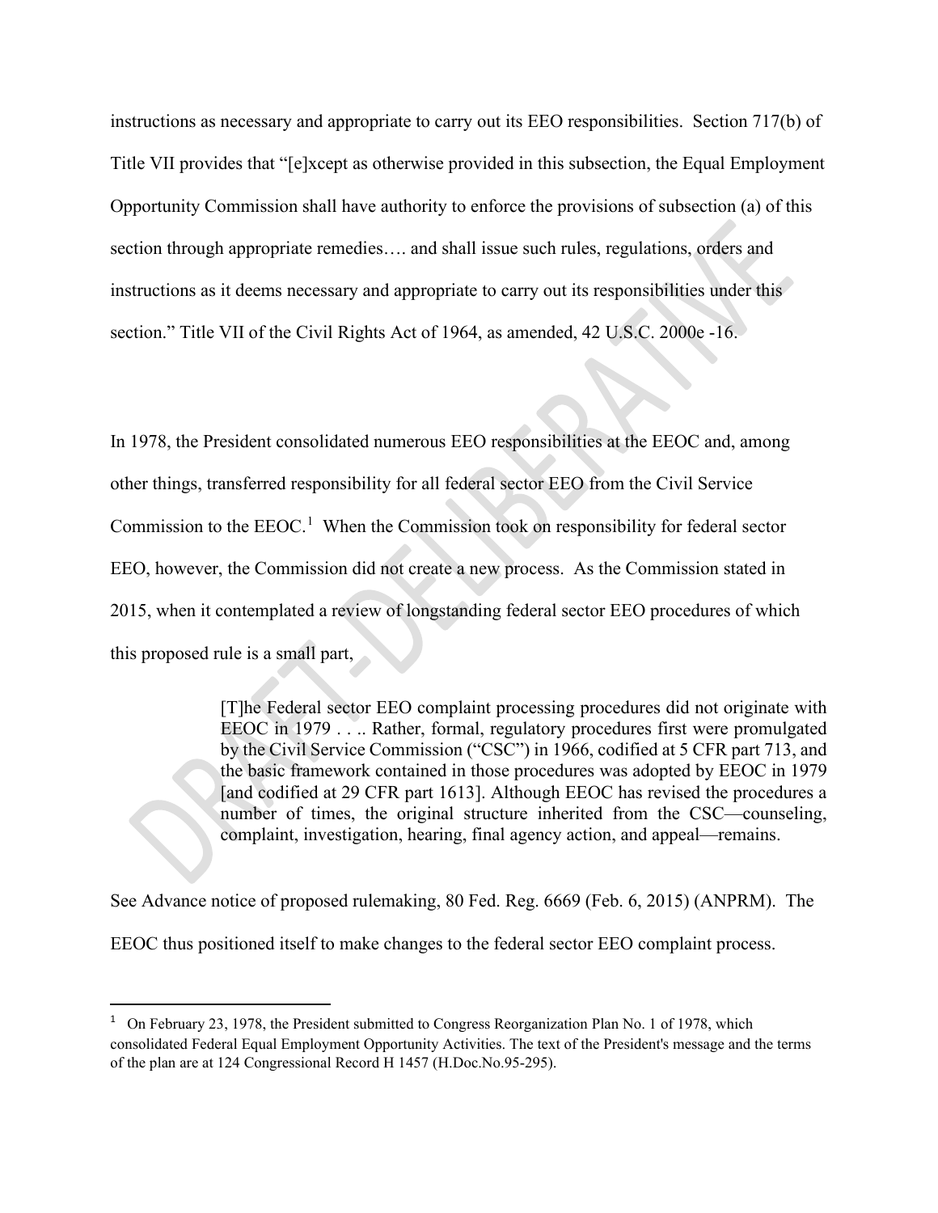instructions as necessary and appropriate to carry out its EEO responsibilities. Section 717(b) of Title VII provides that "[e]xcept as otherwise provided in this subsection, the Equal Employment Opportunity Commission shall have authority to enforce the provisions of subsection (a) of this section through appropriate remedies…. and shall issue such rules, regulations, orders and instructions as it deems necessary and appropriate to carry out its responsibilities under this section." Title VII of the Civil Rights Act of 1964, as amended, 42 U.S.C. 2000e -16.

In 1978, the President consolidated numerous EEO responsibilities at the EEOC and, among other things, transferred responsibility for all federal sector EEO from the Civil Service Commission to the EEOC.[1] When the Commission took on responsibility for federal sector EEO, however, the Commission did not create a new process. As the Commission stated in 2015, when it contemplated a review of longstanding federal sector EEO procedures of which this proposed rule is a small part,

> [T]he Federal sector EEO complaint processing procedures did not originate with EEOC in 1979 . . .. Rather, formal, regulatory procedures first were promulgated by the Civil Service Commission ("CSC") in 1966, codified at 5 CFR part 713, and the basic framework contained in those procedures was adopted by EEOC in 1979 [and codified at 29 CFR part 1613]. Although EEOC has revised the procedures a number of times, the original structure inherited from the CSC—counseling, complaint, investigation, hearing, final agency action, and appeal—remains.

See Advance notice of proposed rulemaking, 80 Fed. Reg. 6669 (Feb. 6, 2015) (ANPRM). The EEOC thus positioned itself to make changes to the federal sector EEO complaint process.

[1] On February 23, 1978, the President submitted to Congress Reorganization Plan No. 1 of 1978, which consolidated Federal Equal Employment Opportunity Activities. The text of the President's message and the terms of the plan are at 124 Congressional Record H 1457 (H.Doc.No.95-295).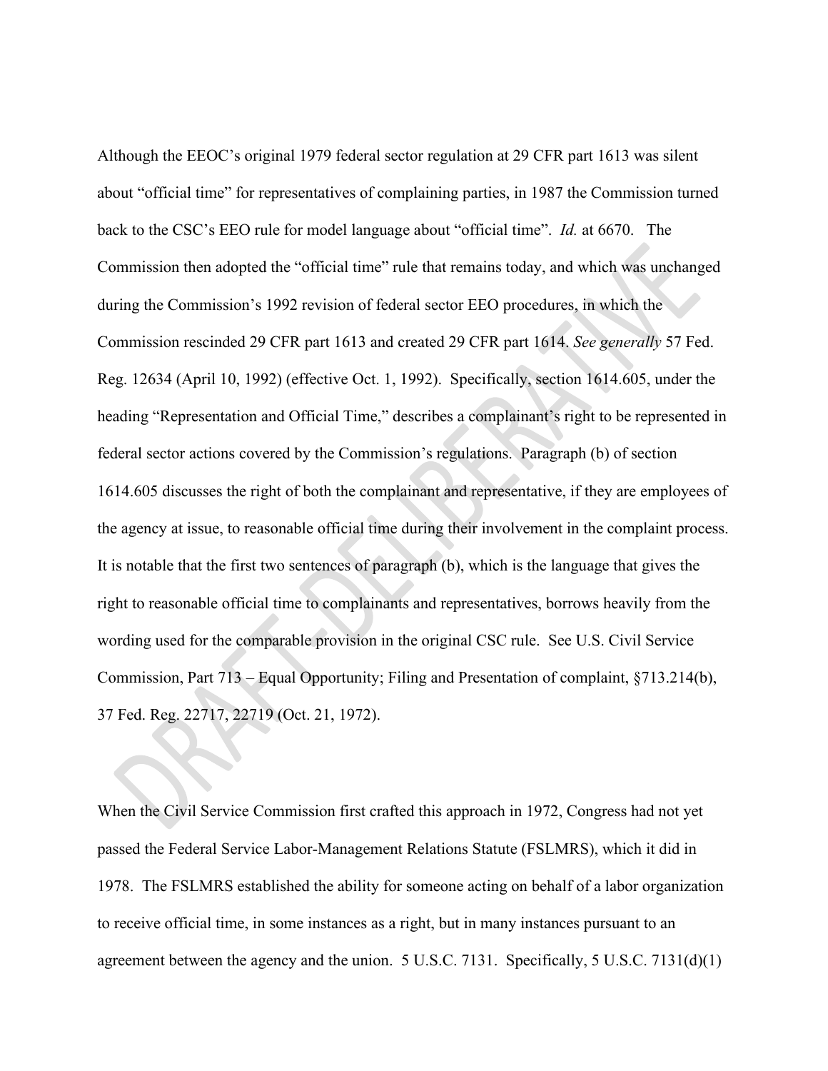Although the EEOC's original 1979 federal sector regulation at 29 CFR part 1613 was silent about "official time" for representatives of complaining parties, in 1987 the Commission turned back to the CSC's EEO rule for model language about "official time". *Id.* at 6670. The Commission then adopted the "official time" rule that remains today, and which was unchanged during the Commission's 1992 revision of federal sector EEO procedures, in which the Commission rescinded 29 CFR part 1613 and created 29 CFR part 1614. *See generally* 57 Fed. Reg. 12634 (April 10, 1992) (effective Oct. 1, 1992). Specifically, section 1614.605, under the heading "Representation and Official Time," describes a complainant's right to be represented in federal sector actions covered by the Commission's regulations. Paragraph (b) of section 1614.605 discusses the right of both the complainant and representative, if they are employees of the agency at issue, to reasonable official time during their involvement in the complaint process. It is notable that the first two sentences of paragraph (b), which is the language that gives the right to reasonable official time to complainants and representatives, borrows heavily from the wording used for the comparable provision in the original CSC rule. See U.S. Civil Service Commission, Part 713 – Equal Opportunity; Filing and Presentation of complaint, §713.214(b), 37 Fed. Reg. 22717, 22719 (Oct. 21, 1972).

When the Civil Service Commission first crafted this approach in 1972, Congress had not yet passed the Federal Service Labor-Management Relations Statute (FSLMRS), which it did in 1978. The FSLMRS established the ability for someone acting on behalf of a labor organization to receive official time, in some instances as a right, but in many instances pursuant to an agreement between the agency and the union. 5 U.S.C. 7131. Specifically, 5 U.S.C. 7131(d)(1)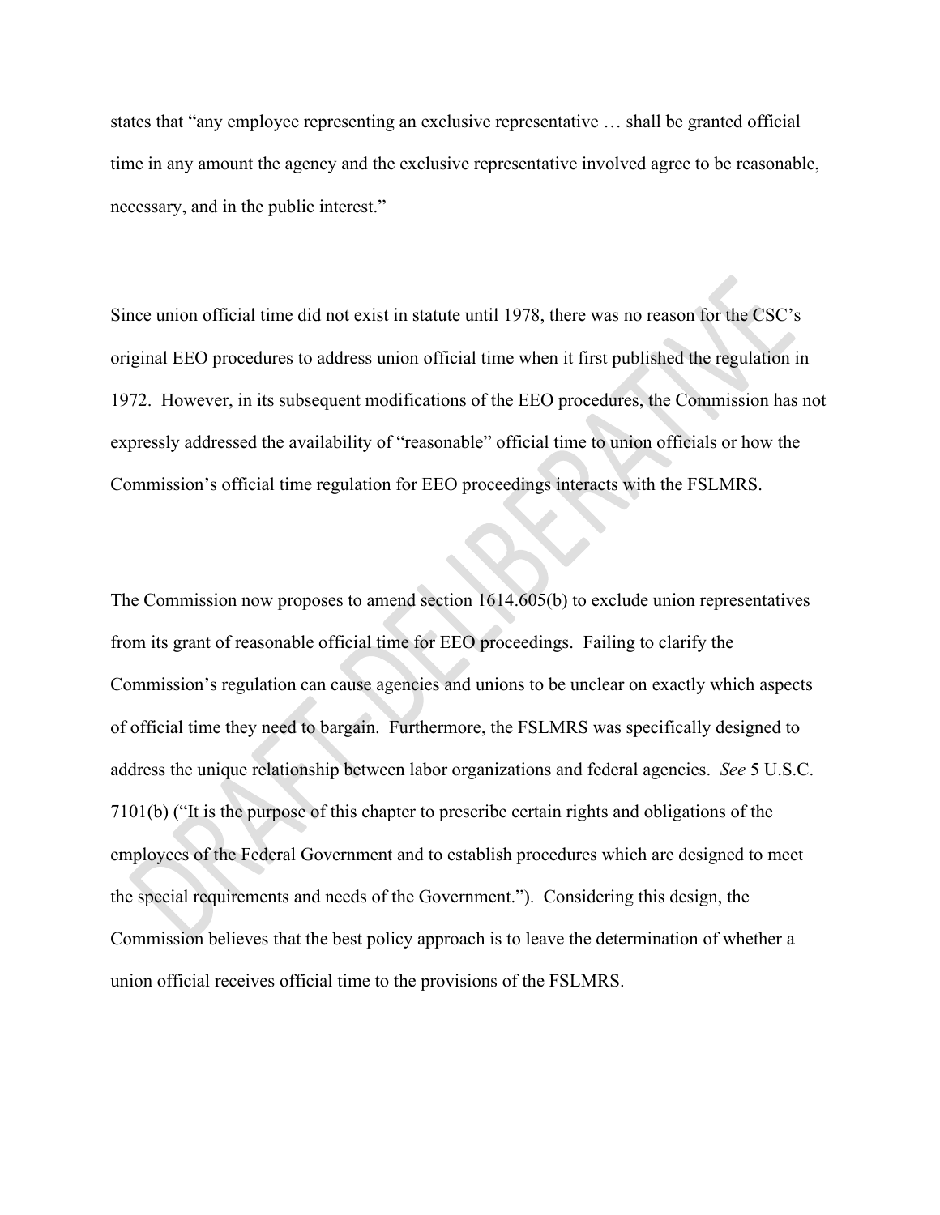states that “any employee representing an exclusive representative … shall be granted official time in any amount the agency and the exclusive representative involved agree to be reasonable, necessary, and in the public interest.”

Since union official time did not exist in statute until 1978, there was no reason for the CSC’s original EEO procedures to address union official time when it first published the regulation in 1972. However, in its subsequent modifications of the EEO procedures, the Commission has not expressly addressed the availability of “reasonable” official time to union officials or how the Commission’s official time regulation for EEO proceedings interacts with the FSLMRS.

The Commission now proposes to amend section 1614.605(b) to exclude union representatives from its grant of reasonable official time for EEO proceedings. Failing to clarify the Commission’s regulation can cause agencies and unions to be unclear on exactly which aspects of official time they need to bargain. Furthermore, the FSLMRS was specifically designed to address the unique relationship between labor organizations and federal agencies. *See* 5 U.S.C. 7101(b) (“It is the purpose of this chapter to prescribe certain rights and obligations of the employees of the Federal Government and to establish procedures which are designed to meet the special requirements and needs of the Government.”). Considering this design, the Commission believes that the best policy approach is to leave the determination of whether a union official receives official time to the provisions of the FSLMRS.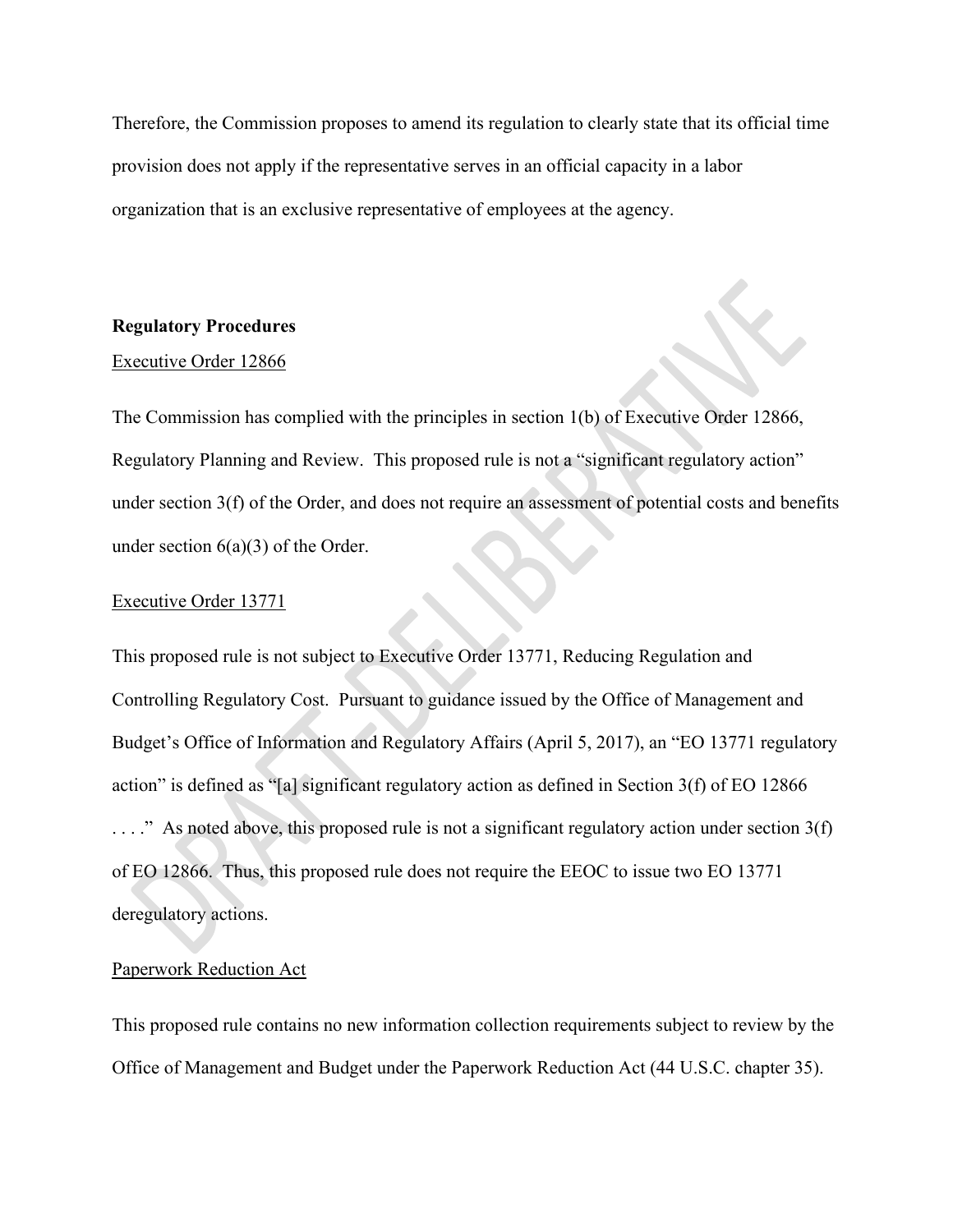Therefore, the Commission proposes to amend its regulation to clearly state that its official time provision does not apply if the representative serves in an official capacity in a labor organization that is an exclusive representative of employees at the agency.

**Regulatory Procedures**

Executive Order 12866

The Commission has complied with the principles in section 1(b) of Executive Order 12866, Regulatory Planning and Review. This proposed rule is not a "significant regulatory action" under section 3(f) of the Order, and does not require an assessment of potential costs and benefits under section 6(a)(3) of the Order.

Executive Order 13771

This proposed rule is not subject to Executive Order 13771, Reducing Regulation and Controlling Regulatory Cost. Pursuant to guidance issued by the Office of Management and Budget's Office of Information and Regulatory Affairs (April 5, 2017), an "EO 13771 regulatory action" is defined as "[a] significant regulatory action as defined in Section 3(f) of EO 12866 . . . ." As noted above, this proposed rule is not a significant regulatory action under section 3(f) of EO 12866. Thus, this proposed rule does not require the EEOC to issue two EO 13771 deregulatory actions.

Paperwork Reduction Act

This proposed rule contains no new information collection requirements subject to review by the Office of Management and Budget under the Paperwork Reduction Act (44 U.S.C. chapter 35).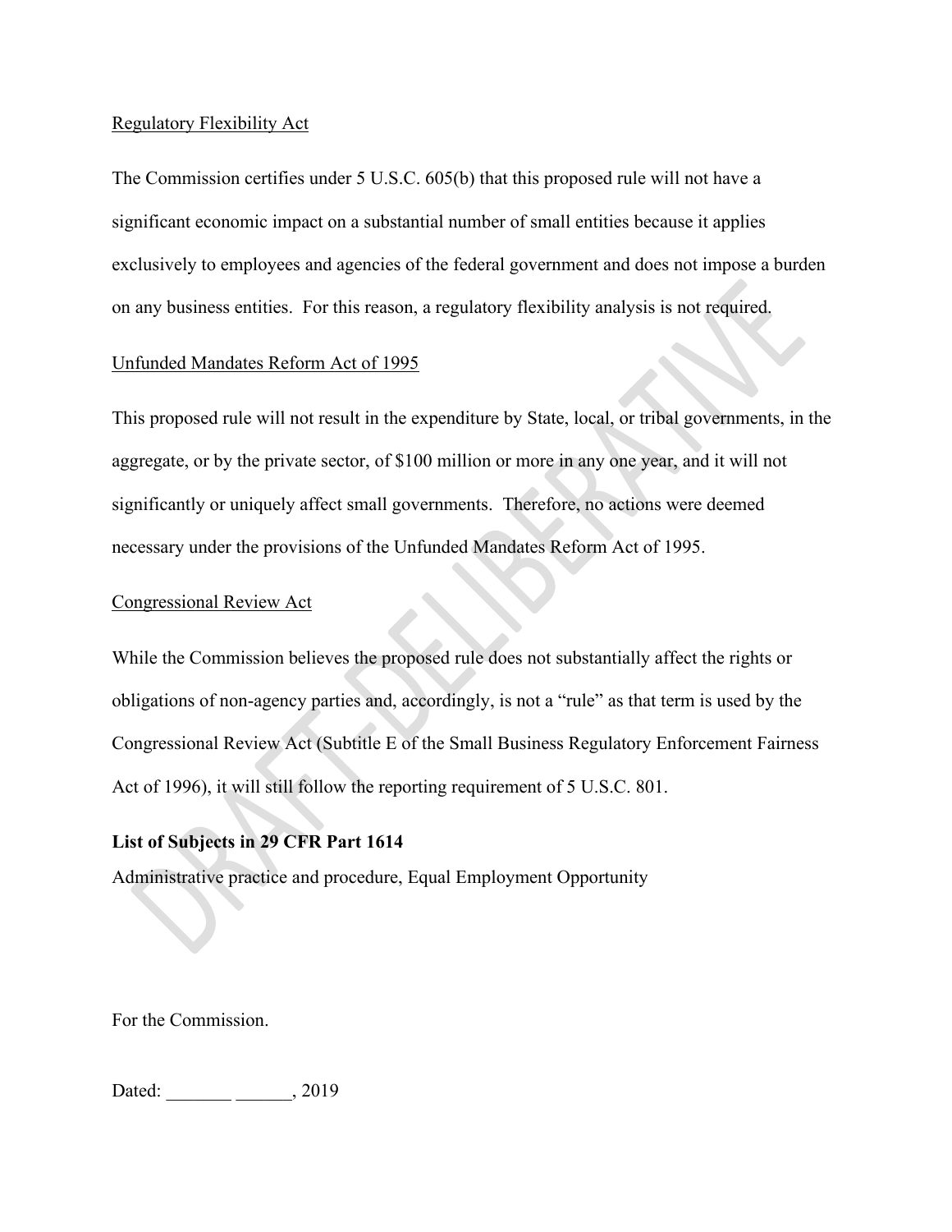Regulatory Flexibility Act

The Commission certifies under 5 U.S.C. 605(b) that this proposed rule will not have a significant economic impact on a substantial number of small entities because it applies exclusively to employees and agencies of the federal government and does not impose a burden on any business entities. For this reason, a regulatory flexibility analysis is not required.

Unfunded Mandates Reform Act of 1995

This proposed rule will not result in the expenditure by State, local, or tribal governments, in the aggregate, or by the private sector, of $100 million or more in any one year, and it will not significantly or uniquely affect small governments. Therefore, no actions were deemed necessary under the provisions of the Unfunded Mandates Reform Act of 1995.

Congressional Review Act

While the Commission believes the proposed rule does not substantially affect the rights or obligations of non-agency parties and, accordingly, is not a "rule" as that term is used by the Congressional Review Act (Subtitle E of the Small Business Regulatory Enforcement Fairness Act of 1996), it will still follow the reporting requirement of 5 U.S.C. 801.

**List of Subjects in 29 CFR Part 1614**

Administrative practice and procedure, Equal Employment Opportunity

For the Commission.

Dated: _______ ______, 2019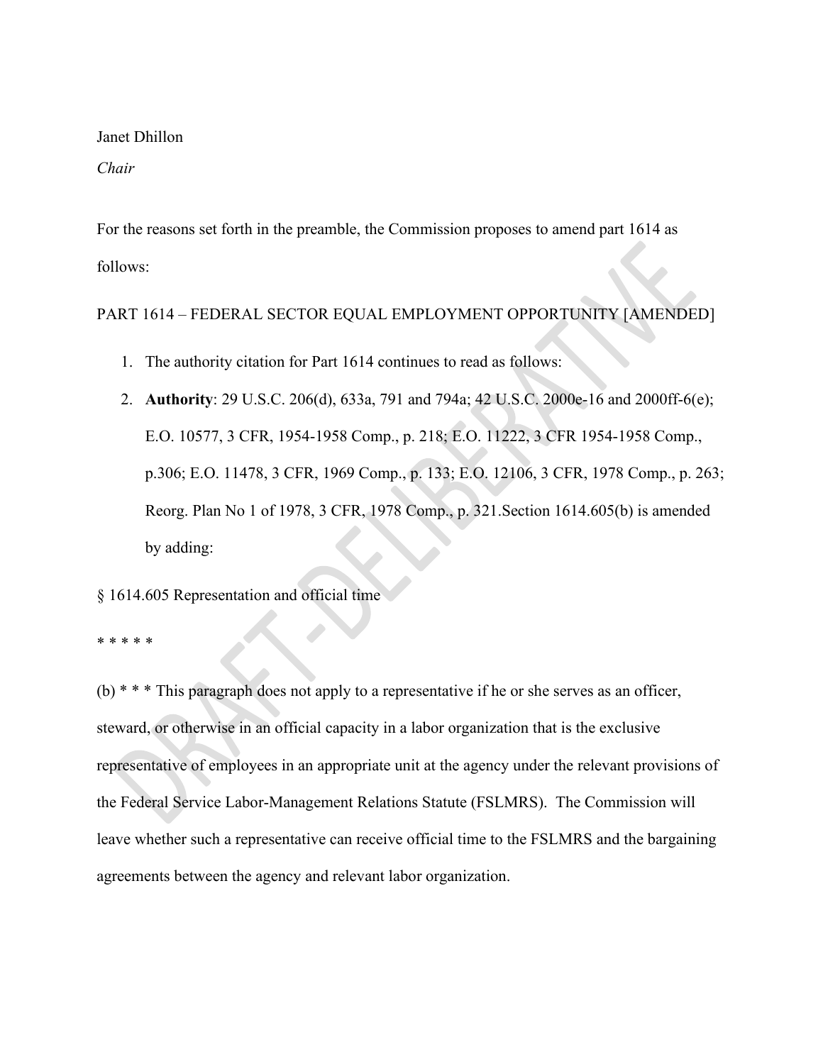Janet Dhillon

*Chair*

For the reasons set forth in the preamble, the Commission proposes to amend part 1614 as follows:

PART 1614 – FEDERAL SECTOR EQUAL EMPLOYMENT OPPORTUNITY [AMENDED]

1. The authority citation for Part 1614 continues to read as follows:
2. **Authority**: 29 U.S.C. 206(d), 633a, 791 and 794a; 42 U.S.C. 2000e-16 and 2000ff-6(e); E.O. 10577, 3 CFR, 1954-1958 Comp., p. 218; E.O. 11222, 3 CFR 1954-1958 Comp., p.306; E.O. 11478, 3 CFR, 1969 Comp., p. 133; E.O. 12106, 3 CFR, 1978 Comp., p. 263; Reorg. Plan No 1 of 1978, 3 CFR, 1978 Comp., p. 321.Section 1614.605(b) is amended by adding:

§ 1614.605 Representation and official time

* * * * *

(b) * * * This paragraph does not apply to a representative if he or she serves as an officer, steward, or otherwise in an official capacity in a labor organization that is the exclusive representative of employees in an appropriate unit at the agency under the relevant provisions of the Federal Service Labor-Management Relations Statute (FSLMRS). The Commission will leave whether such a representative can receive official time to the FSLMRS and the bargaining agreements between the agency and relevant labor organization.